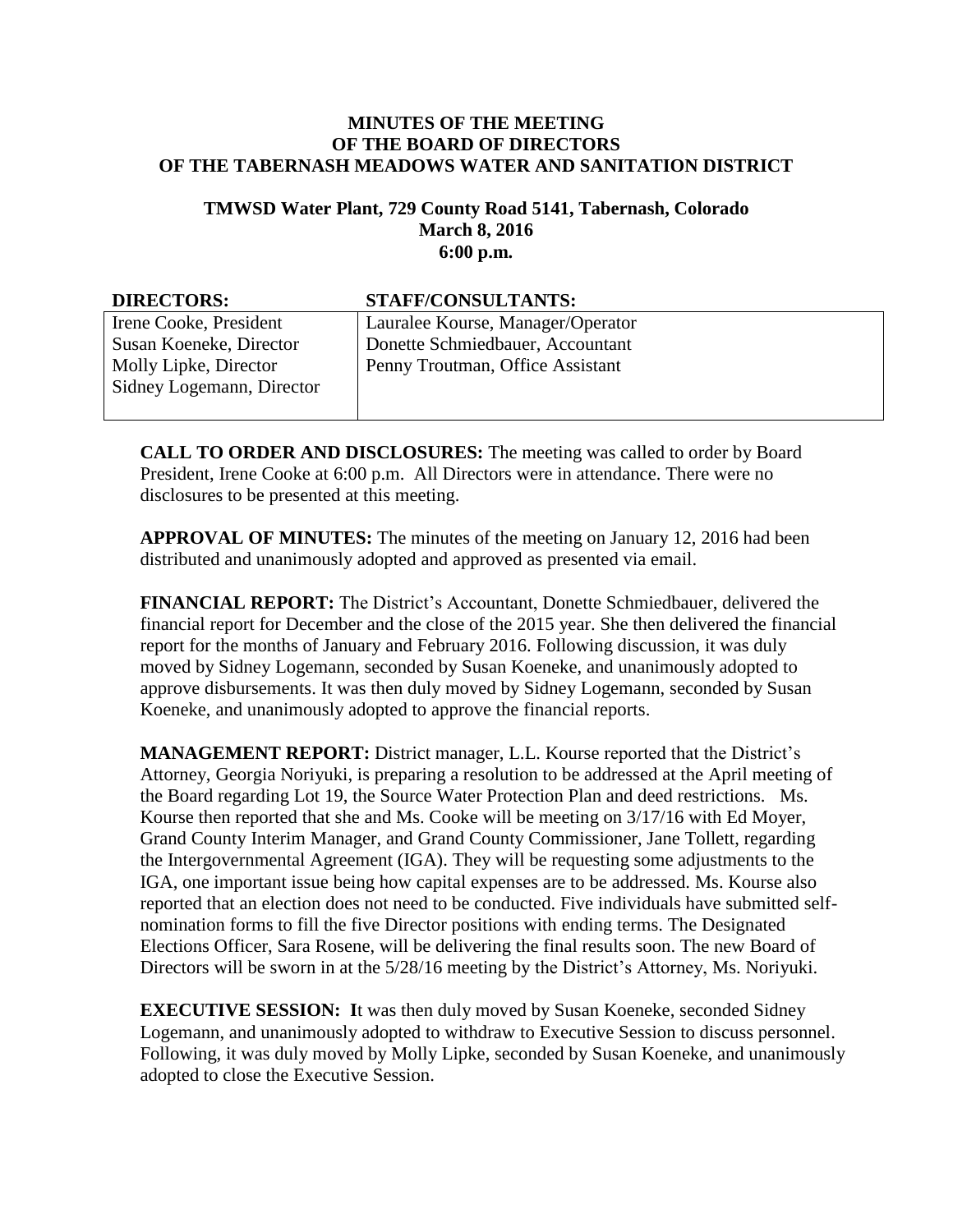**MINUTES OF THE MEETING**
**OF THE BOARD OF DIRECTORS**
**OF THE TABERNASH MEADOWS WATER AND SANITATION DISTRICT**

**TMWSD Water Plant, 729 County Road 5141, Tabernash, Colorado**
**March 8, 2016**
**6:00 p.m.**

| **DIRECTORS:** | **STAFF/CONSULTANTS:** |
|---|---|
| Irene Cooke, President<br>Susan Koeneke, Director<br>Molly Lipke, Director<br>Sidney Logemann, Director | Lauralee Kourse, Manager/Operator<br>Donette Schmiedbauer, Accountant<br>Penny Troutman, Office Assistant |

**CALL TO ORDER AND DISCLOSURES:** The meeting was called to order by Board President, Irene Cooke at 6:00 p.m. All Directors were in attendance. There were no disclosures to be presented at this meeting.

**APPROVAL OF MINUTES:** The minutes of the meeting on January 12, 2016 had been distributed and unanimously adopted and approved as presented via email.

**FINANCIAL REPORT:** The District's Accountant, Donette Schmiedbauer, delivered the financial report for December and the close of the 2015 year. She then delivered the financial report for the months of January and February 2016. Following discussion, it was duly moved by Sidney Logemann, seconded by Susan Koeneke, and unanimously adopted to approve disbursements. It was then duly moved by Sidney Logemann, seconded by Susan Koeneke, and unanimously adopted to approve the financial reports.

**MANAGEMENT REPORT:** District manager, L.L. Kourse reported that the District's Attorney, Georgia Noriyuki, is preparing a resolution to be addressed at the April meeting of the Board regarding Lot 19, the Source Water Protection Plan and deed restrictions. Ms. Kourse then reported that she and Ms. Cooke will be meeting on 3/17/16 with Ed Moyer, Grand County Interim Manager, and Grand County Commissioner, Jane Tollett, regarding the Intergovernmental Agreement (IGA). They will be requesting some adjustments to the IGA, one important issue being how capital expenses are to be addressed. Ms. Kourse also reported that an election does not need to be conducted. Five individuals have submitted self-nomination forms to fill the five Director positions with ending terms. The Designated Elections Officer, Sara Rosene, will be delivering the final results soon. The new Board of Directors will be sworn in at the 5/28/16 meeting by the District's Attorney, Ms. Noriyuki.

**EXECUTIVE SESSION: I**t was then duly moved by Susan Koeneke, seconded Sidney Logemann, and unanimously adopted to withdraw to Executive Session to discuss personnel. Following, it was duly moved by Molly Lipke, seconded by Susan Koeneke, and unanimously adopted to close the Executive Session.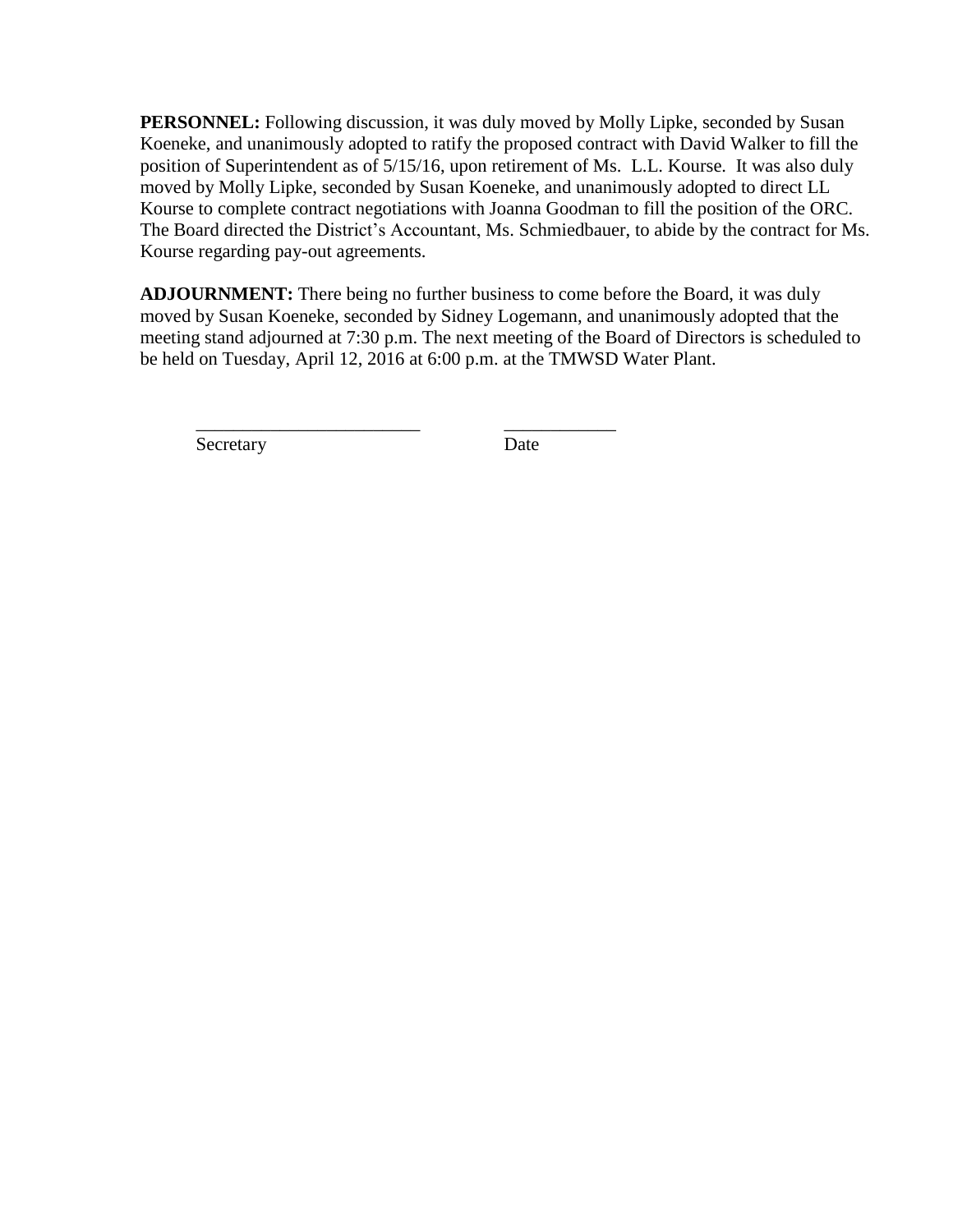**PERSONNEL:** Following discussion, it was duly moved by Molly Lipke, seconded by Susan Koeneke, and unanimously adopted to ratify the proposed contract with David Walker to fill the position of Superintendent as of 5/15/16, upon retirement of Ms. L.L. Kourse. It was also duly moved by Molly Lipke, seconded by Susan Koeneke, and unanimously adopted to direct LL Kourse to complete contract negotiations with Joanna Goodman to fill the position of the ORC. The Board directed the District's Accountant, Ms. Schmiedbauer, to abide by the contract for Ms. Kourse regarding pay-out agreements.

**ADJOURNMENT:** There being no further business to come before the Board, it was duly moved by Susan Koeneke, seconded by Sidney Logemann, and unanimously adopted that the meeting stand adjourned at 7:30 p.m. The next meeting of the Board of Directors is scheduled to be held on Tuesday, April 12, 2016 at 6:00 p.m. at the TMWSD Water Plant.

\_\_\_\_\_\_\_\_\_\_\_\_\_\_\_\_\_\_\_\_\_\_\_\_\_ \_\_\_\_\_\_\_\_\_\_\_\_

Secretary Date